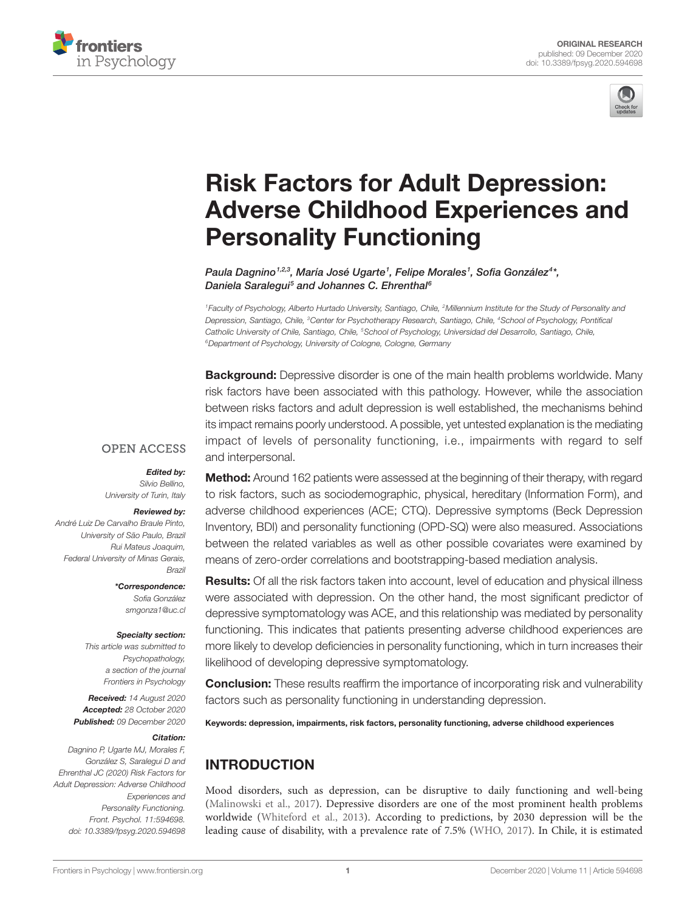ORIGINAL RESEARCH
published: 09 December 2020
doi: 10.3389/fpsyg.2020.594698

# Risk Factors for Adult Depression: Adverse Childhood Experiences and Personality Functioning

*Paula Dagnino[1,2,3], María José Ugarte[1], Felipe Morales[1], Sofia González[4]*, Daniela Saralegui[5] and Johannes C. Ehrenthal[6]*

[1] Faculty of Psychology, Alberto Hurtado University, Santiago, Chile, [2] Millennium Institute for the Study of Personality and Depression, Santiago, Chile, [3] Center for Psychotherapy Research, Santiago, Chile, [4] School of Psychology, Pontifical Catholic University of Chile, Santiago, Chile, [5] School of Psychology, Universidad del Desarrollo, Santiago, Chile, [6] Department of Psychology, University of Cologne, Cologne, Germany

OPEN ACCESS

***Edited by:***
Silvio Bellino,
University of Turin, Italy

***Reviewed by:***
André Luiz De Carvalho Braule Pinto,
University of São Paulo, Brazil
Rui Mateus Joaquim,
Federal University of Minas Gerais,
Brazil

***\*Correspondence:***
Sofia González
smgonza1@uc.cl

***Specialty section:***
This article was submitted to
Psychopathology,
a section of the journal
Frontiers in Psychology

***Received:*** 14 August 2020
***Accepted:*** 28 October 2020
***Published:*** 09 December 2020

***Citation:***
Dagnino P, Ugarte MJ, Morales F, González S, Saralegui D and Ehrenthal JC (2020) Risk Factors for Adult Depression: Adverse Childhood Experiences and Personality Functioning. Front. Psychol. 11:594698. doi: 10.3389/fpsyg.2020.594698

**Background:** Depressive disorder is one of the main health problems worldwide. Many risk factors have been associated with this pathology. However, while the association between risks factors and adult depression is well established, the mechanisms behind its impact remains poorly understood. A possible, yet untested explanation is the mediating impact of levels of personality functioning, i.e., impairments with regard to self and interpersonal.

**Method:** Around 162 patients were assessed at the beginning of their therapy, with regard to risk factors, such as sociodemographic, physical, hereditary (Information Form), and adverse childhood experiences (ACE; CTQ). Depressive symptoms (Beck Depression Inventory, BDI) and personality functioning (OPD-SQ) were also measured. Associations between the related variables as well as other possible covariates were examined by means of zero-order correlations and bootstrapping-based mediation analysis.

**Results:** Of all the risk factors taken into account, level of education and physical illness were associated with depression. On the other hand, the most significant predictor of depressive symptomatology was ACE, and this relationship was mediated by personality functioning. This indicates that patients presenting adverse childhood experiences are more likely to develop deficiencies in personality functioning, which in turn increases their likelihood of developing depressive symptomatology.

**Conclusion:** These results reaffirm the importance of incorporating risk and vulnerability factors such as personality functioning in understanding depression.

**Keywords: depression, impairments, risk factors, personality functioning, adverse childhood experiences**

## INTRODUCTION

Mood disorders, such as depression, can be disruptive to daily functioning and well-being (Malinowski et al., 2017). Depressive disorders are one of the most prominent health problems worldwide (Whiteford et al., 2013). According to predictions, by 2030 depression will be the leading cause of disability, with a prevalence rate of 7.5% (WHO, 2017). In Chile, it is estimated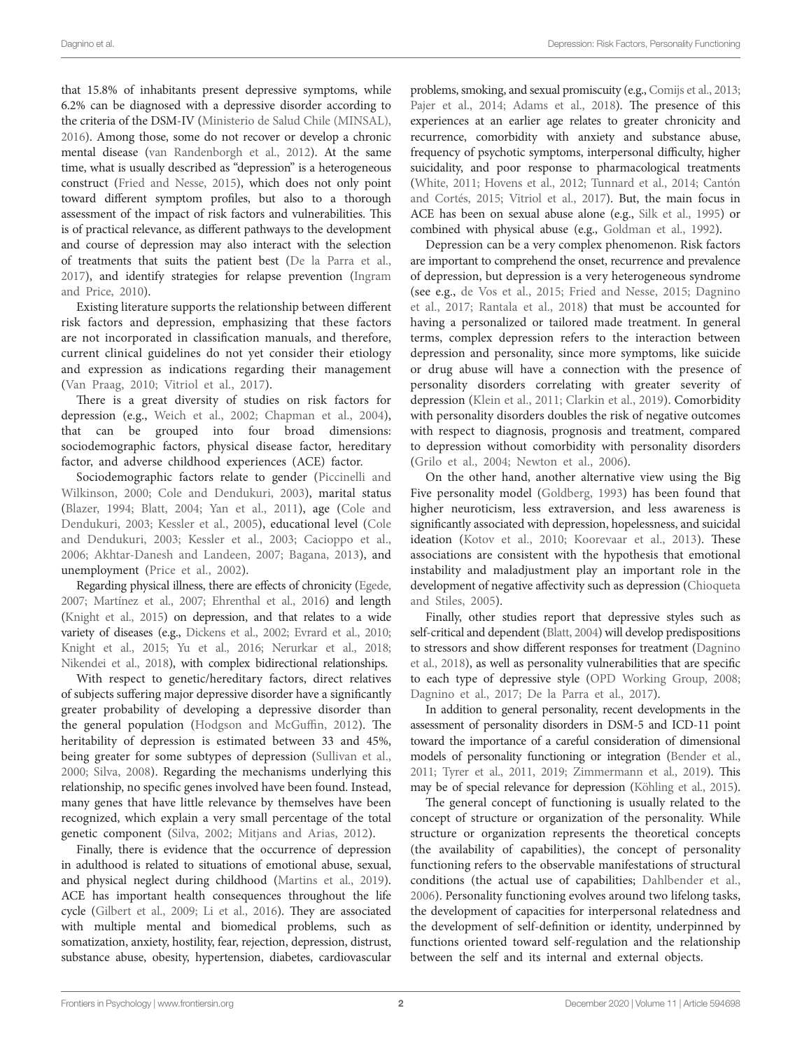that 15.8% of inhabitants present depressive symptoms, while 6.2% can be diagnosed with a depressive disorder according to the criteria of the DSM-IV (Ministerio de Salud Chile (MINSAL), 2016). Among those, some do not recover or develop a chronic mental disease (van Randenborgh et al., 2012). At the same time, what is usually described as "depression" is a heterogeneous construct (Fried and Nesse, 2015), which does not only point toward different symptom profiles, but also to a thorough assessment of the impact of risk factors and vulnerabilities. This is of practical relevance, as different pathways to the development and course of depression may also interact with the selection of treatments that suits the patient best (De la Parra et al., 2017), and identify strategies for relapse prevention (Ingram and Price, 2010).

Existing literature supports the relationship between different risk factors and depression, emphasizing that these factors are not incorporated in classification manuals, and therefore, current clinical guidelines do not yet consider their etiology and expression as indications regarding their management (Van Praag, 2010; Vitriol et al., 2017).

There is a great diversity of studies on risk factors for depression (e.g., Weich et al., 2002; Chapman et al., 2004), that can be grouped into four broad dimensions: sociodemographic factors, physical disease factor, hereditary factor, and adverse childhood experiences (ACE) factor.

Sociodemographic factors relate to gender (Piccinelli and Wilkinson, 2000; Cole and Dendukuri, 2003), marital status (Blazer, 1994; Blatt, 2004; Yan et al., 2011), age (Cole and Dendukuri, 2003; Kessler et al., 2005), educational level (Cole and Dendukuri, 2003; Kessler et al., 2003; Cacioppo et al., 2006; Akhtar-Danesh and Landeen, 2007; Bagana, 2013), and unemployment (Price et al., 2002).

Regarding physical illness, there are effects of chronicity (Egede, 2007; Martínez et al., 2007; Ehrenthal et al., 2016) and length (Knight et al., 2015) on depression, and that relates to a wide variety of diseases (e.g., Dickens et al., 2002; Evrard et al., 2010; Knight et al., 2015; Yu et al., 2016; Nerurkar et al., 2018; Nikendei et al., 2018), with complex bidirectional relationships.

With respect to genetic/hereditary factors, direct relatives of subjects suffering major depressive disorder have a significantly greater probability of developing a depressive disorder than the general population (Hodgson and McGuffin, 2012). The heritability of depression is estimated between 33 and 45%, being greater for some subtypes of depression (Sullivan et al., 2000; Silva, 2008). Regarding the mechanisms underlying this relationship, no specific genes involved have been found. Instead, many genes that have little relevance by themselves have been recognized, which explain a very small percentage of the total genetic component (Silva, 2002; Mitjans and Arias, 2012).

Finally, there is evidence that the occurrence of depression in adulthood is related to situations of emotional abuse, sexual, and physical neglect during childhood (Martins et al., 2019). ACE has important health consequences throughout the life cycle (Gilbert et al., 2009; Li et al., 2016). They are associated with multiple mental and biomedical problems, such as somatization, anxiety, hostility, fear, rejection, depression, distrust, substance abuse, obesity, hypertension, diabetes, cardiovascular problems, smoking, and sexual promiscuity (e.g., Comijs et al., 2013; Pajer et al., 2014; Adams et al., 2018). The presence of this experiences at an earlier age relates to greater chronicity and recurrence, comorbidity with anxiety and substance abuse, frequency of psychotic symptoms, interpersonal difficulty, higher suicidality, and poor response to pharmacological treatments (White, 2011; Hovens et al., 2012; Tunnard et al., 2014; Cantón and Cortés, 2015; Vitriol et al., 2017). But, the main focus in ACE has been on sexual abuse alone (e.g., Silk et al., 1995) or combined with physical abuse (e.g., Goldman et al., 1992).

Depression can be a very complex phenomenon. Risk factors are important to comprehend the onset, recurrence and prevalence of depression, but depression is a very heterogeneous syndrome (see e.g., de Vos et al., 2015; Fried and Nesse, 2015; Dagnino et al., 2017; Rantala et al., 2018) that must be accounted for having a personalized or tailored made treatment. In general terms, complex depression refers to the interaction between depression and personality, since more symptoms, like suicide or drug abuse will have a connection with the presence of personality disorders correlating with greater severity of depression (Klein et al., 2011; Clarkin et al., 2019). Comorbidity with personality disorders doubles the risk of negative outcomes with respect to diagnosis, prognosis and treatment, compared to depression without comorbidity with personality disorders (Grilo et al., 2004; Newton et al., 2006).

On the other hand, another alternative view using the Big Five personality model (Goldberg, 1993) has been found that higher neuroticism, less extraversion, and less awareness is significantly associated with depression, hopelessness, and suicidal ideation (Kotov et al., 2010; Koorevaar et al., 2013). These associations are consistent with the hypothesis that emotional instability and maladjustment play an important role in the development of negative affectivity such as depression (Chioqueta and Stiles, 2005).

Finally, other studies report that depressive styles such as self-critical and dependent (Blatt, 2004) will develop predispositions to stressors and show different responses for treatment (Dagnino et al., 2018), as well as personality vulnerabilities that are specific to each type of depressive style (OPD Working Group, 2008; Dagnino et al., 2017; De la Parra et al., 2017).

In addition to general personality, recent developments in the assessment of personality disorders in DSM-5 and ICD-11 point toward the importance of a careful consideration of dimensional models of personality functioning or integration (Bender et al., 2011; Tyrer et al., 2011, 2019; Zimmermann et al., 2019). This may be of special relevance for depression (Köhling et al., 2015).

The general concept of functioning is usually related to the concept of structure or organization of the personality. While structure or organization represents the theoretical concepts (the availability of capabilities), the concept of personality functioning refers to the observable manifestations of structural conditions (the actual use of capabilities; Dahlbender et al., 2006). Personality functioning evolves around two lifelong tasks, the development of capacities for interpersonal relatedness and the development of self-definition or identity, underpinned by functions oriented toward self-regulation and the relationship between the self and its internal and external objects.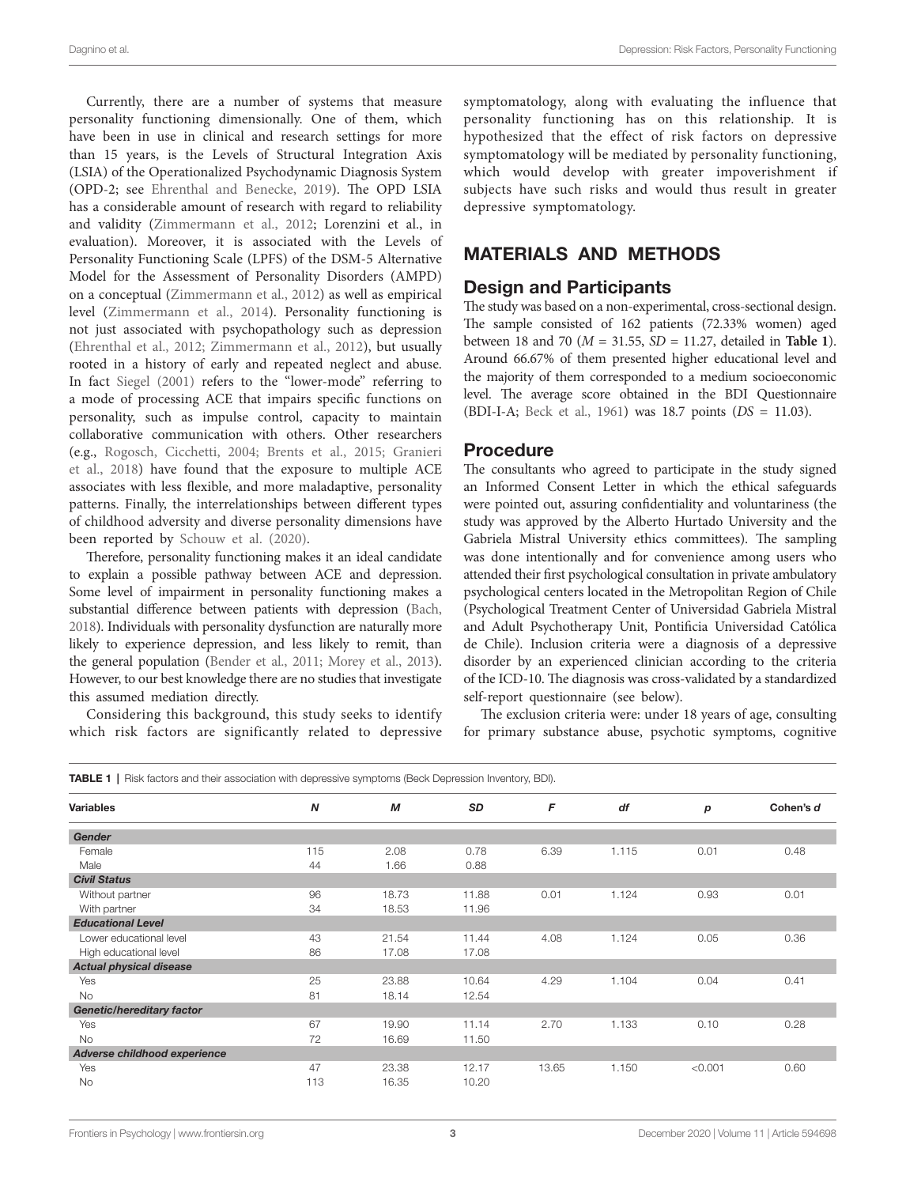Currently, there are a number of systems that measure personality functioning dimensionally. One of them, which have been in use in clinical and research settings for more than 15 years, is the Levels of Structural Integration Axis (LSIA) of the Operationalized Psychodynamic Diagnosis System (OPD-2; see Ehrenthal and Benecke, 2019). The OPD LSIA has a considerable amount of research with regard to reliability and validity (Zimmermann et al., 2012; Lorenzini et al., in evaluation). Moreover, it is associated with the Levels of Personality Functioning Scale (LPFS) of the DSM-5 Alternative Model for the Assessment of Personality Disorders (AMPD) on a conceptual (Zimmermann et al., 2012) as well as empirical level (Zimmermann et al., 2014). Personality functioning is not just associated with psychopathology such as depression (Ehrenthal et al., 2012; Zimmermann et al., 2012), but usually rooted in a history of early and repeated neglect and abuse. In fact Siegel (2001) refers to the "lower-mode" referring to a mode of processing ACE that impairs specific functions on personality, such as impulse control, capacity to maintain collaborative communication with others. Other researchers (e.g., Rogosch, Cicchetti, 2004; Brents et al., 2015; Granieri et al., 2018) have found that the exposure to multiple ACE associates with less flexible, and more maladaptive, personality patterns. Finally, the interrelationships between different types of childhood adversity and diverse personality dimensions have been reported by Schouw et al. (2020).

Therefore, personality functioning makes it an ideal candidate to explain a possible pathway between ACE and depression. Some level of impairment in personality functioning makes a substantial difference between patients with depression (Bach, 2018). Individuals with personality dysfunction are naturally more likely to experience depression, and less likely to remit, than the general population (Bender et al., 2011; Morey et al., 2013). However, to our best knowledge there are no studies that investigate this assumed mediation directly.

Considering this background, this study seeks to identify which risk factors are significantly related to depressive symptomatology, along with evaluating the influence that personality functioning has on this relationship. It is hypothesized that the effect of risk factors on depressive symptomatology will be mediated by personality functioning, which would develop with greater impoverishment if subjects have such risks and would thus result in greater depressive symptomatology.

## MATERIALS AND METHODS

### Design and Participants

The study was based on a non-experimental, cross-sectional design. The sample consisted of 162 patients (72.33% women) aged between 18 and 70 ($M$ = 31.55, $SD$ = 11.27, detailed in **Table 1**). Around 66.67% of them presented higher educational level and the majority of them corresponded to a medium socioeconomic level. The average score obtained in the BDI Questionnaire (BDI-I-A; Beck et al., 1961) was 18.7 points ($DS$ = 11.03).

### Procedure

The consultants who agreed to participate in the study signed an Informed Consent Letter in which the ethical safeguards were pointed out, assuring confidentiality and voluntariness (the study was approved by the Alberto Hurtado University and the Gabriela Mistral University ethics committees). The sampling was done intentionally and for convenience among users who attended their first psychological consultation in private ambulatory psychological centers located in the Metropolitan Region of Chile (Psychological Treatment Center of Universidad Gabriela Mistral and Adult Psychotherapy Unit, Pontificia Universidad Católica de Chile). Inclusion criteria were a diagnosis of a depressive disorder by an experienced clinician according to the criteria of the ICD-10. The diagnosis was cross-validated by a standardized self-report questionnaire (see below).

The exclusion criteria were: under 18 years of age, consulting for primary substance abuse, psychotic symptoms, cognitive

**TABLE 1** | Risk factors and their association with depressive symptoms (Beck Depression Inventory, BDI).

| Variables | *N* | *M* | *SD* | *F* | *df* | *p* | Cohen's *d* |
|---|---|---|---|---|---|---|---|
| ***Gender*** | | | | | | | |
| Female | 115 | 2.08 | 0.78 | 6.39 | 1.115 | 0.01 | 0.48 |
| Male | 44 | 1.66 | 0.88 | | | | |
| ***Civil Status*** | | | | | | | |
| Without partner | 96 | 18.73 | 11.88 | 0.01 | 1.124 | 0.93 | 0.01 |
| With partner | 34 | 18.53 | 11.96 | | | | |
| ***Educational Level*** | | | | | | | |
| Lower educational level | 43 | 21.54 | 11.44 | 4.08 | 1.124 | 0.05 | 0.36 |
| High educational level | 86 | 17.08 | 17.08 | | | | |
| ***Actual physical disease*** | | | | | | | |
| Yes | 25 | 23.88 | 10.64 | 4.29 | 1.104 | 0.04 | 0.41 |
| No | 81 | 18.14 | 12.54 | | | | |
| ***Genetic/hereditary factor*** | | | | | | | |
| Yes | 67 | 19.90 | 11.14 | 2.70 | 1.133 | 0.10 | 0.28 |
| No | 72 | 16.69 | 11.50 | | | | |
| ***Adverse childhood experience*** | | | | | | | |
| Yes | 47 | 23.38 | 12.17 | 13.65 | 1.150 | <0.001 | 0.60 |
| No | 113 | 16.35 | 10.20 | | | | |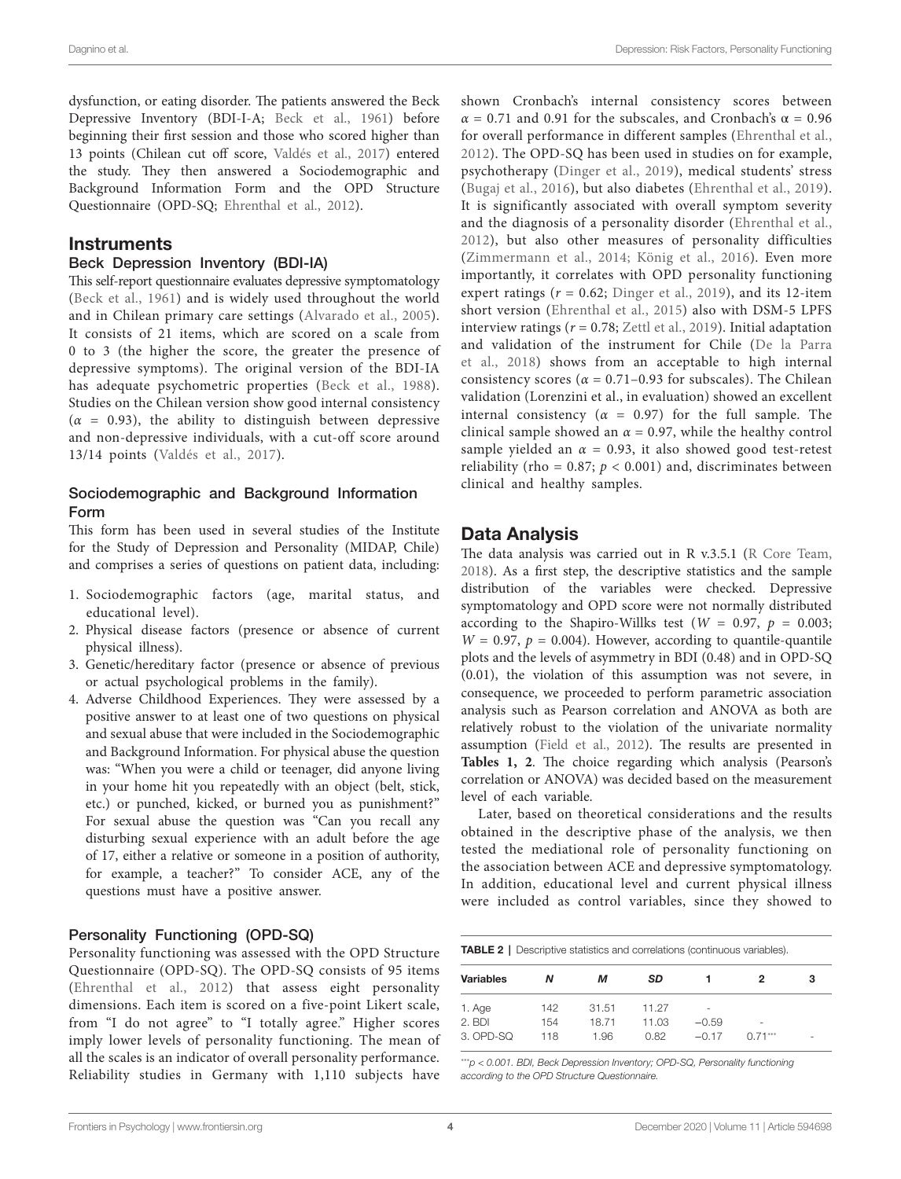dysfunction, or eating disorder. The patients answered the Beck Depressive Inventory (BDI-I-A; Beck et al., 1961) before beginning their first session and those who scored higher than 13 points (Chilean cut off score, Valdés et al., 2017) entered the study. They then answered a Sociodemographic and Background Information Form and the OPD Structure Questionnaire (OPD-SQ; Ehrenthal et al., 2012).

## Instruments

### Beck Depression Inventory (BDI-IA)

This self-report questionnaire evaluates depressive symptomatology (Beck et al., 1961) and is widely used throughout the world and in Chilean primary care settings (Alvarado et al., 2005). It consists of 21 items, which are scored on a scale from 0 to 3 (the higher the score, the greater the presence of depressive symptoms). The original version of the BDI-IA has adequate psychometric properties (Beck et al., 1988). Studies on the Chilean version show good internal consistency ($\alpha$ = 0.93), the ability to distinguish between depressive and non-depressive individuals, with a cut-off score around 13/14 points (Valdés et al., 2017).

### Sociodemographic and Background Information Form

This form has been used in several studies of the Institute for the Study of Depression and Personality (MIDAP, Chile) and comprises a series of questions on patient data, including:

1. Sociodemographic factors (age, marital status, and educational level).
2. Physical disease factors (presence or absence of current physical illness).
3. Genetic/hereditary factor (presence or absence of previous or actual psychological problems in the family).
4. Adverse Childhood Experiences. They were assessed by a positive answer to at least one of two questions on physical and sexual abuse that were included in the Sociodemographic and Background Information. For physical abuse the question was: "When you were a child or teenager, did anyone living in your home hit you repeatedly with an object (belt, stick, etc.) or punched, kicked, or burned you as punishment?" For sexual abuse the question was "Can you recall any disturbing sexual experience with an adult before the age of 17, either a relative or someone in a position of authority, for example, a teacher?" To consider ACE, any of the questions must have a positive answer.

### Personality Functioning (OPD-SQ)

Personality functioning was assessed with the OPD Structure Questionnaire (OPD-SQ). The OPD-SQ consists of 95 items (Ehrenthal et al., 2012) that assess eight personality dimensions. Each item is scored on a five-point Likert scale, from "I do not agree" to "I totally agree." Higher scores imply lower levels of personality functioning. The mean of all the scales is an indicator of overall personality performance. Reliability studies in Germany with 1,110 subjects have shown Cronbach's internal consistency scores between $\alpha = 0.71$ and 0.91 for the subscales, and Cronbach's $\alpha = 0.96$ for overall performance in different samples (Ehrenthal et al., 2012). The OPD-SQ has been used in studies on for example, psychotherapy (Dinger et al., 2019), medical students' stress (Bugaj et al., 2016), but also diabetes (Ehrenthal et al., 2019). It is significantly associated with overall symptom severity and the diagnosis of a personality disorder (Ehrenthal et al., 2012), but also other measures of personality difficulties (Zimmermann et al., 2014; König et al., 2016). Even more importantly, it correlates with OPD personality functioning expert ratings ($r = 0.62$; Dinger et al., 2019), and its 12-item short version (Ehrenthal et al., 2015) also with DSM-5 LPFS interview ratings ($r = 0.78$; Zettl et al., 2019). Initial adaptation and validation of the instrument for Chile (De la Parra et al., 2018) shows from an acceptable to high internal consistency scores ($\alpha = 0.71$–$0.93$ for subscales). The Chilean validation (Lorenzini et al., in evaluation) showed an excellent internal consistency ($\alpha$ = 0.97) for the full sample. The clinical sample showed an $\alpha = 0.97$, while the healthy control sample yielded an $\alpha = 0.93$, it also showed good test-retest reliability (rho = 0.87; $p < 0.001$) and, discriminates between clinical and healthy samples.

## Data Analysis

The data analysis was carried out in R v.3.5.1 (R Core Team, 2018). As a first step, the descriptive statistics and the sample distribution of the variables were checked. Depressive symptomatology and OPD score were not normally distributed according to the Shapiro-Willks test ($W = 0.97$, $p = 0.003$; $W = 0.97$, $p = 0.004$). However, according to quantile-quantile plots and the levels of asymmetry in BDI (0.48) and in OPD-SQ (0.01), the violation of this assumption was not severe, in consequence, we proceeded to perform parametric association analysis such as Pearson correlation and ANOVA as both are relatively robust to the violation of the univariate normality assumption (Field et al., 2012). The results are presented in **Tables 1, 2**. The choice regarding which analysis (Pearson's correlation or ANOVA) was decided based on the measurement level of each variable.

Later, based on theoretical considerations and the results obtained in the descriptive phase of the analysis, we then tested the mediational role of personality functioning on the association between ACE and depressive symptomatology. In addition, educational level and current physical illness were included as control variables, since they showed to

**TABLE 2** | Descriptive statistics and correlations (continuous variables).

| Variables | N | M | SD | 1 | 2 | 3 |
|---|---|---|---|---|---|---|
| 1. Age | 142 | 31.51 | 11.27 | - | | |
| 2. BDI | 154 | 18.71 | 11.03 | −0.59 | - | |
| 3. OPD-SQ | 118 | 1.96 | 0.82 | −0.17 | 0.71*** | - |

***$p < 0.001$. BDI, Beck Depression Inventory; OPD-SQ, Personality functioning according to the OPD Structure Questionnaire.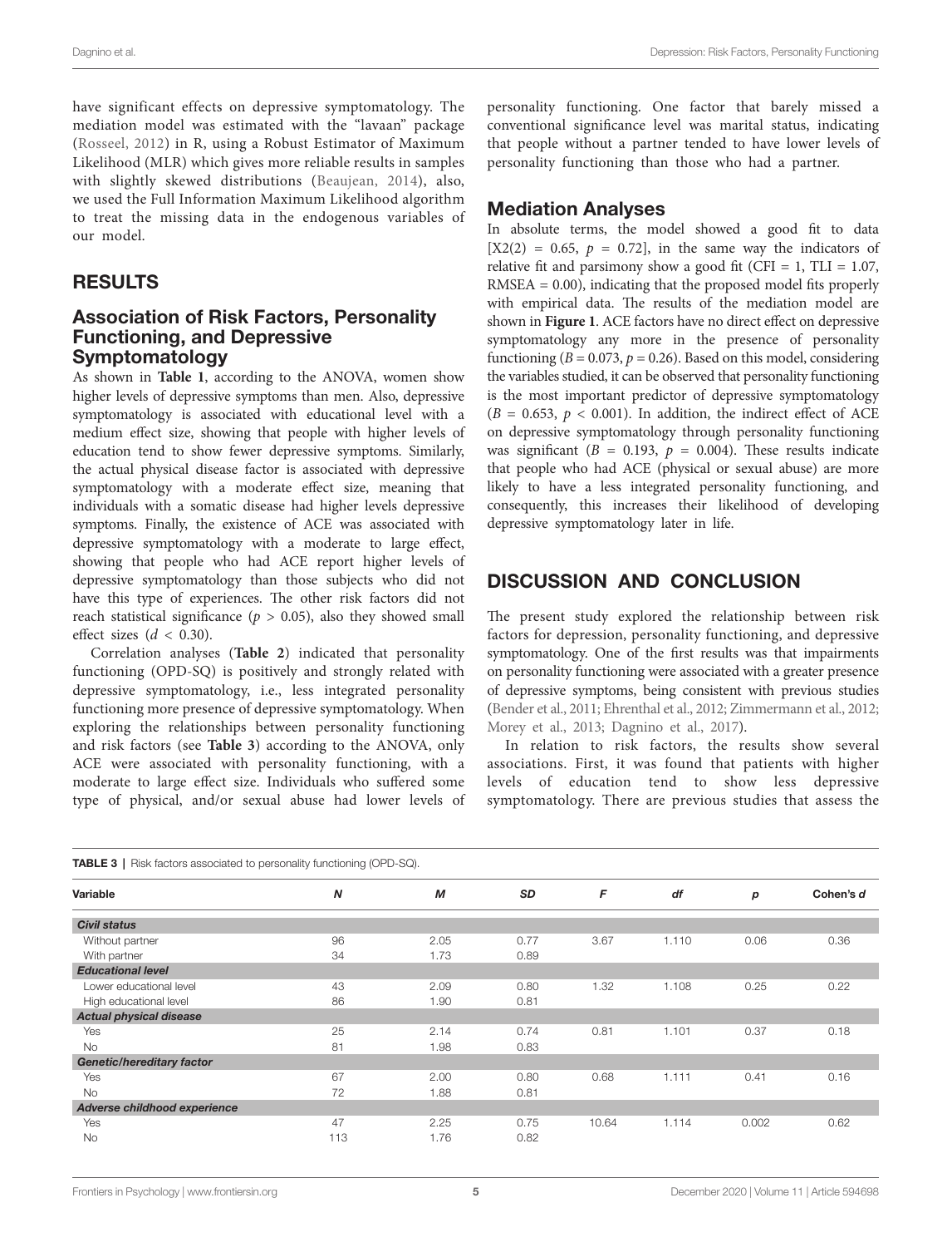have significant effects on depressive symptomatology. The mediation model was estimated with the "lavaan" package (Rosseel, 2012) in R, using a Robust Estimator of Maximum Likelihood (MLR) which gives more reliable results in samples with slightly skewed distributions (Beaujean, 2014), also, we used the Full Information Maximum Likelihood algorithm to treat the missing data in the endogenous variables of our model.

## RESULTS

### Association of Risk Factors, Personality Functioning, and Depressive Symptomatology

As shown in **Table 1**, according to the ANOVA, women show higher levels of depressive symptoms than men. Also, depressive symptomatology is associated with educational level with a medium effect size, showing that people with higher levels of education tend to show fewer depressive symptoms. Similarly, the actual physical disease factor is associated with depressive symptomatology with a moderate effect size, meaning that individuals with a somatic disease had higher levels depressive symptoms. Finally, the existence of ACE was associated with depressive symptomatology with a moderate to large effect, showing that people who had ACE report higher levels of depressive symptomatology than those subjects who did not have this type of experiences. The other risk factors did not reach statistical significance ($p > 0.05$), also they showed small effect sizes ($d < 0.30$).

Correlation analyses (**Table 2**) indicated that personality functioning (OPD-SQ) is positively and strongly related with depressive symptomatology, i.e., less integrated personality functioning more presence of depressive symptomatology. When exploring the relationships between personality functioning and risk factors (see **Table 3**) according to the ANOVA, only ACE were associated with personality functioning, with a moderate to large effect size. Individuals who suffered some type of physical, and/or sexual abuse had lower levels of personality functioning. One factor that barely missed a conventional significance level was marital status, indicating that people without a partner tended to have lower levels of personality functioning than those who had a partner.

### Mediation Analyses

In absolute terms, the model showed a good fit to data [$X2(2) = 0.65$, $p = 0.72$], in the same way the indicators of relative fit and parsimony show a good fit (CFI = 1, TLI = 1.07, RMSEA = 0.00), indicating that the proposed model fits properly with empirical data. The results of the mediation model are shown in **Figure 1**. ACE factors have no direct effect on depressive symptomatology any more in the presence of personality functioning ($B = 0.073$, $p = 0.26$). Based on this model, considering the variables studied, it can be observed that personality functioning is the most important predictor of depressive symptomatology ($B = 0.653$, $p < 0.001$). In addition, the indirect effect of ACE on depressive symptomatology through personality functioning was significant ($B = 0.193$, $p = 0.004$). These results indicate that people who had ACE (physical or sexual abuse) are more likely to have a less integrated personality functioning, and consequently, this increases their likelihood of developing depressive symptomatology later in life.

## DISCUSSION AND CONCLUSION

The present study explored the relationship between risk factors for depression, personality functioning, and depressive symptomatology. One of the first results was that impairments on personality functioning were associated with a greater presence of depressive symptoms, being consistent with previous studies (Bender et al., 2011; Ehrenthal et al., 2012; Zimmermann et al., 2012; Morey et al., 2013; Dagnino et al., 2017).

In relation to risk factors, the results show several associations. First, it was found that patients with higher levels of education tend to show less depressive symptomatology. There are previous studies that assess the

**TABLE 3** | Risk factors associated to personality functioning (OPD-SQ).

| Variable | *N* | *M* | *SD* | *F* | *df* | *p* | Cohen's *d* |
|---|---|---|---|---|---|---|---|
| ***Civil status*** | | | | | | | |
| Without partner | 96 | 2.05 | 0.77 | 3.67 | 1.110 | 0.06 | 0.36 |
| With partner | 34 | 1.73 | 0.89 | | | | |
| ***Educational level*** | | | | | | | |
| Lower educational level | 43 | 2.09 | 0.80 | 1.32 | 1.108 | 0.25 | 0.22 |
| High educational level | 86 | 1.90 | 0.81 | | | | |
| ***Actual physical disease*** | | | | | | | |
| Yes | 25 | 2.14 | 0.74 | 0.81 | 1.101 | 0.37 | 0.18 |
| No | 81 | 1.98 | 0.83 | | | | |
| ***Genetic/hereditary factor*** | | | | | | | |
| Yes | 67 | 2.00 | 0.80 | 0.68 | 1.111 | 0.41 | 0.16 |
| No | 72 | 1.88 | 0.81 | | | | |
| ***Adverse childhood experience*** | | | | | | | |
| Yes | 47 | 2.25 | 0.75 | 10.64 | 1.114 | 0.002 | 0.62 |
| No | 113 | 1.76 | 0.82 | | | | |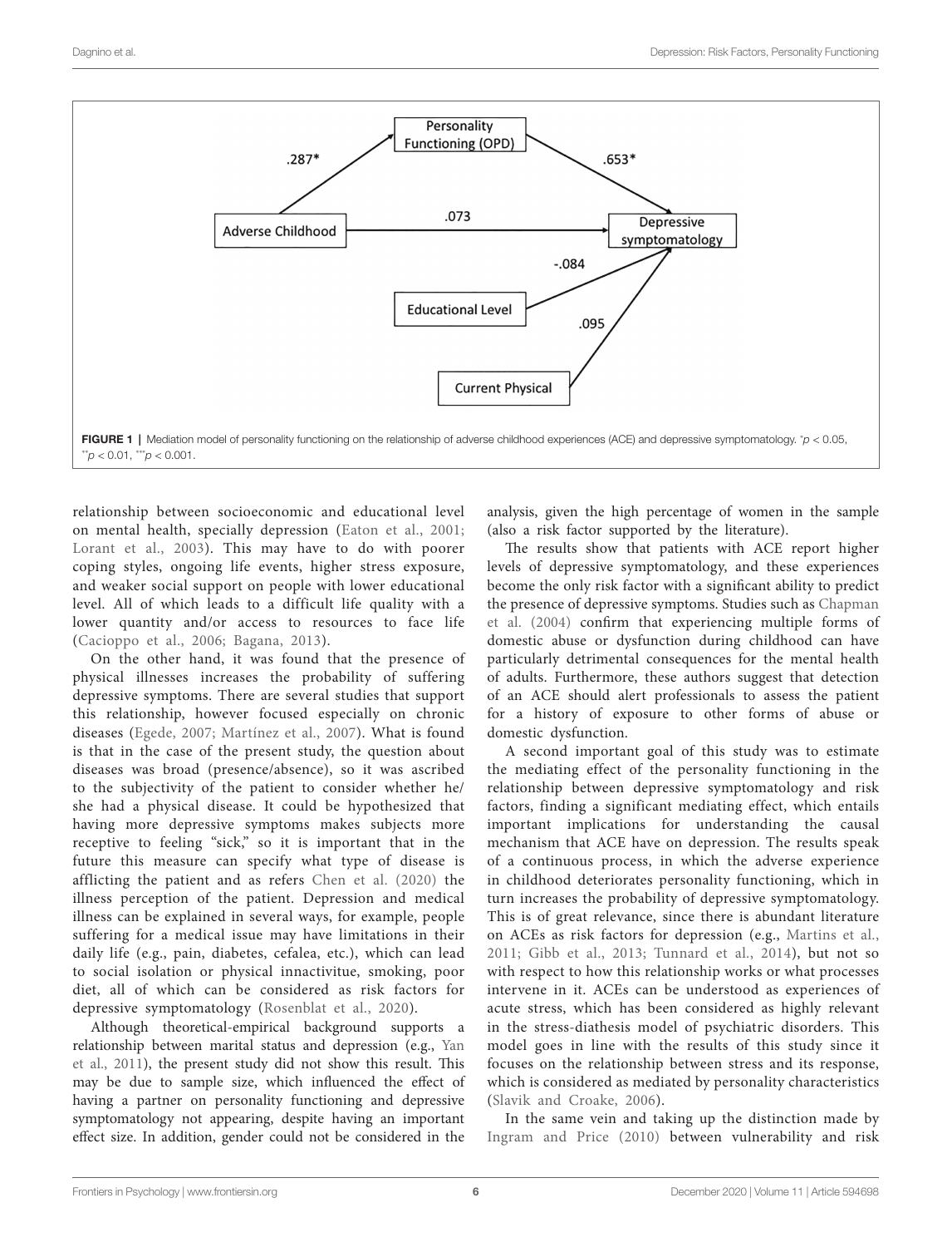FIGURE 1 | Mediation model of personality functioning on the relationship of adverse childhood experiences (ACE) and depressive symptomatology. $^{*}p < 0.05$, $^{**}p < 0.01$, $^{***}p < 0.001$.

relationship between socioeconomic and educational level on mental health, specially depression (Eaton et al., 2001; Lorant et al., 2003). This may have to do with poorer coping styles, ongoing life events, higher stress exposure, and weaker social support on people with lower educational level. All of which leads to a difficult life quality with a lower quantity and/or access to resources to face life (Cacioppo et al., 2006; Bagana, 2013).

On the other hand, it was found that the presence of physical illnesses increases the probability of suffering depressive symptoms. There are several studies that support this relationship, however focused especially on chronic diseases (Egede, 2007; Martínez et al., 2007). What is found is that in the case of the present study, the question about diseases was broad (presence/absence), so it was ascribed to the subjectivity of the patient to consider whether he/she had a physical disease. It could be hypothesized that having more depressive symptoms makes subjects more receptive to feeling "sick," so it is important that in the future this measure can specify what type of disease is afflicting the patient and as refers Chen et al. (2020) the illness perception of the patient. Depression and medical illness can be explained in several ways, for example, people suffering for a medical issue may have limitations in their daily life (e.g., pain, diabetes, cefalea, etc.), which can lead to social isolation or physical innactivitue, smoking, poor diet, all of which can be considered as risk factors for depressive symptomatology (Rosenblat et al., 2020).

Although theoretical-empirical background supports a relationship between marital status and depression (e.g., Yan et al., 2011), the present study did not show this result. This may be due to sample size, which influenced the effect of having a partner on personality functioning and depressive symptomatology not appearing, despite having an important effect size. In addition, gender could not be considered in the analysis, given the high percentage of women in the sample (also a risk factor supported by the literature).

The results show that patients with ACE report higher levels of depressive symptomatology, and these experiences become the only risk factor with a significant ability to predict the presence of depressive symptoms. Studies such as Chapman et al. (2004) confirm that experiencing multiple forms of domestic abuse or dysfunction during childhood can have particularly detrimental consequences for the mental health of adults. Furthermore, these authors suggest that detection of an ACE should alert professionals to assess the patient for a history of exposure to other forms of abuse or domestic dysfunction.

A second important goal of this study was to estimate the mediating effect of the personality functioning in the relationship between depressive symptomatology and risk factors, finding a significant mediating effect, which entails important implications for understanding the causal mechanism that ACE have on depression. The results speak of a continuous process, in which the adverse experience in childhood deteriorates personality functioning, which in turn increases the probability of depressive symptomatology. This is of great relevance, since there is abundant literature on ACEs as risk factors for depression (e.g., Martins et al., 2011; Gibb et al., 2013; Tunnard et al., 2014), but not so with respect to how this relationship works or what processes intervene in it. ACEs can be understood as experiences of acute stress, which has been considered as highly relevant in the stress-diathesis model of psychiatric disorders. This model goes in line with the results of this study since it focuses on the relationship between stress and its response, which is considered as mediated by personality characteristics (Slavik and Croake, 2006).

In the same vein and taking up the distinction made by Ingram and Price (2010) between vulnerability and risk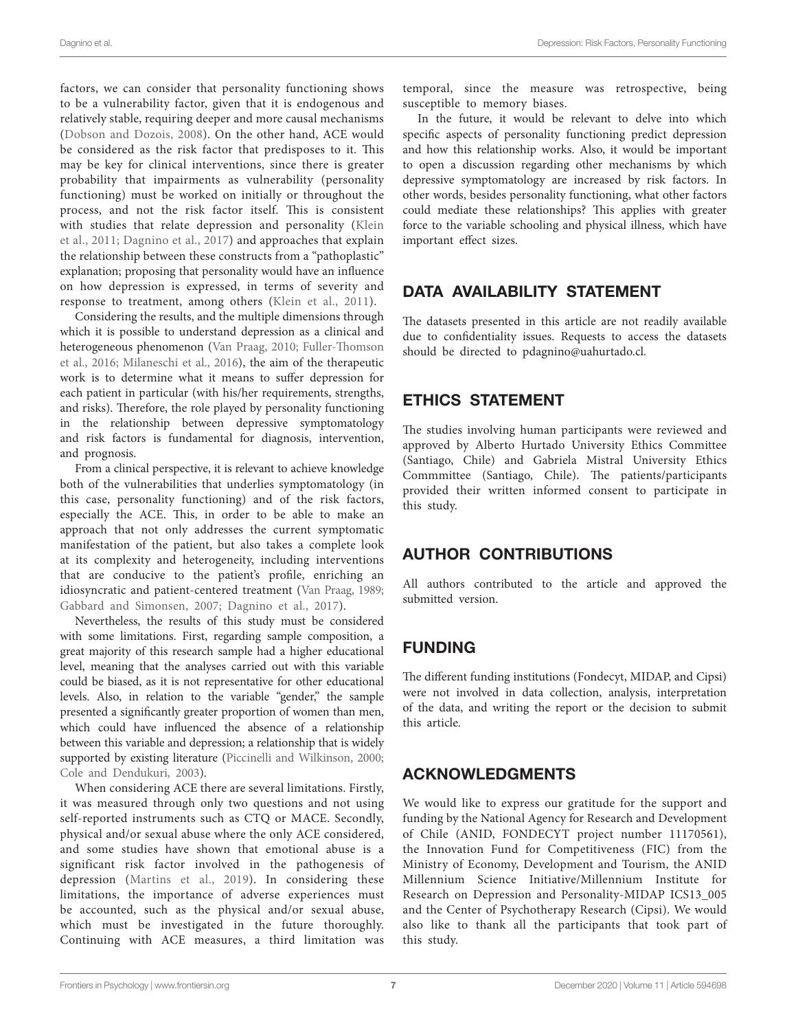factors, we can consider that personality functioning shows to be a vulnerability factor, given that it is endogenous and relatively stable, requiring deeper and more causal mechanisms (Dobson and Dozois, 2008). On the other hand, ACE would be considered as the risk factor that predisposes to it. This may be key for clinical interventions, since there is greater probability that impairments as vulnerability (personality functioning) must be worked on initially or throughout the process, and not the risk factor itself. This is consistent with studies that relate depression and personality (Klein et al., 2011; Dagnino et al., 2017) and approaches that explain the relationship between these constructs from a "pathoplastic" explanation; proposing that personality would have an influence on how depression is expressed, in terms of severity and response to treatment, among others (Klein et al., 2011).

Considering the results, and the multiple dimensions through which it is possible to understand depression as a clinical and heterogeneous phenomenon (Van Praag, 2010; Fuller-Thomson et al., 2016; Milaneschi et al., 2016), the aim of the therapeutic work is to determine what it means to suffer depression for each patient in particular (with his/her requirements, strengths, and risks). Therefore, the role played by personality functioning in the relationship between depressive symptomatology and risk factors is fundamental for diagnosis, intervention, and prognosis.

From a clinical perspective, it is relevant to achieve knowledge both of the vulnerabilities that underlies symptomatology (in this case, personality functioning) and of the risk factors, especially the ACE. This, in order to be able to make an approach that not only addresses the current symptomatic manifestation of the patient, but also takes a complete look at its complexity and heterogeneity, including interventions that are conducive to the patient's profile, enriching an idiosyncratic and patient-centered treatment (Van Praag, 1989; Gabbard and Simonsen, 2007; Dagnino et al., 2017).

Nevertheless, the results of this study must be considered with some limitations. First, regarding sample composition, a great majority of this research sample had a higher educational level, meaning that the analyses carried out with this variable could be biased, as it is not representative for other educational levels. Also, in relation to the variable "gender," the sample presented a significantly greater proportion of women than men, which could have influenced the absence of a relationship between this variable and depression; a relationship that is widely supported by existing literature (Piccinelli and Wilkinson, 2000; Cole and Dendukuri, 2003).

When considering ACE there are several limitations. Firstly, it was measured through only two questions and not using self-reported instruments such as CTQ or MACE. Secondly, physical and/or sexual abuse where the only ACE considered, and some studies have shown that emotional abuse is a significant risk factor involved in the pathogenesis of depression (Martins et al., 2019). In considering these limitations, the importance of adverse experiences must be accounted, such as the physical and/or sexual abuse, which must be investigated in the future thoroughly. Continuing with ACE measures, a third limitation was temporal, since the measure was retrospective, being susceptible to memory biases.

In the future, it would be relevant to delve into which specific aspects of personality functioning predict depression and how this relationship works. Also, it would be important to open a discussion regarding other mechanisms by which depressive symptomatology are increased by risk factors. In other words, besides personality functioning, what other factors could mediate these relationships? This applies with greater force to the variable schooling and physical illness, which have important effect sizes.

## DATA AVAILABILITY STATEMENT

The datasets presented in this article are not readily available due to confidentiality issues. Requests to access the datasets should be directed to pdagnino@uahurtado.cl.

## ETHICS STATEMENT

The studies involving human participants were reviewed and approved by Alberto Hurtado University Ethics Committee (Santiago, Chile) and Gabriela Mistral University Ethics Commmittee (Santiago, Chile). The patients/participants provided their written informed consent to participate in this study.

## AUTHOR CONTRIBUTIONS

All authors contributed to the article and approved the submitted version.

## FUNDING

The different funding institutions (Fondecyt, MIDAP, and Cipsi) were not involved in data collection, analysis, interpretation of the data, and writing the report or the decision to submit this article.

## ACKNOWLEDGMENTS

We would like to express our gratitude for the support and funding by the National Agency for Research and Development of Chile (ANID, FONDECYT project number 11170561), the Innovation Fund for Competitiveness (FIC) from the Ministry of Economy, Development and Tourism, the ANID Millennium Science Initiative/Millennium Institute for Research on Depression and Personality-MIDAP ICS13_005 and the Center of Psychotherapy Research (Cipsi). We would also like to thank all the participants that took part of this study.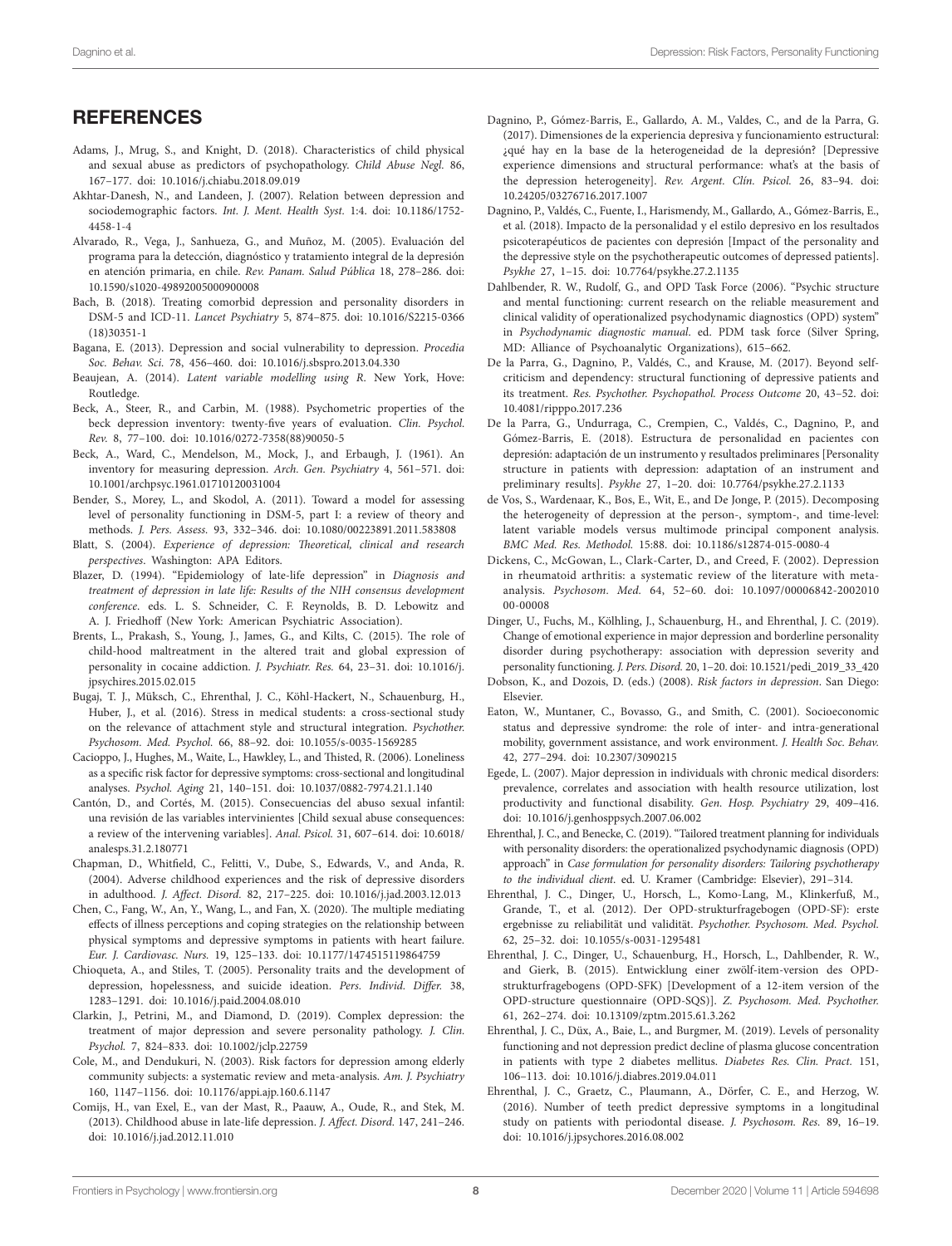## REFERENCES

Adams, J., Mrug, S., and Knight, D. (2018). Characteristics of child physical and sexual abuse as predictors of psychopathology. *Child Abuse Negl.* 86, 167–177. doi: 10.1016/j.chiabu.2018.09.019

Akhtar-Danesh, N., and Landeen, J. (2007). Relation between depression and sociodemographic factors. *Int. J. Ment. Health Syst.* 1:4. doi: 10.1186/1752-4458-1-4

Alvarado, R., Vega, J., Sanhueza, G., and Muñoz, M. (2005). Evaluación del programa para la detección, diagnóstico y tratamiento integral de la depresión en atención primaria, en chile. *Rev. Panam. Salud Pública* 18, 278–286. doi: 10.1590/s1020-49892005000900008

Bach, B. (2018). Treating comorbid depression and personality disorders in DSM-5 and ICD-11. *Lancet Psychiatry* 5, 874–875. doi: 10.1016/S2215-0366(18)30351-1

Bagana, E. (2013). Depression and social vulnerability to depression. *Procedia Soc. Behav. Sci.* 78, 456–460. doi: 10.1016/j.sbspro.2013.04.330

Beaujean, A. (2014). *Latent variable modelling using R*. New York, Hove: Routledge.

Beck, A., Steer, R., and Carbin, M. (1988). Psychometric properties of the beck depression inventory: twenty-five years of evaluation. *Clin. Psychol. Rev.* 8, 77–100. doi: 10.1016/0272-7358(88)90050-5

Beck, A., Ward, C., Mendelson, M., Mock, J., and Erbaugh, J. (1961). An inventory for measuring depression. *Arch. Gen. Psychiatry* 4, 561–571. doi: 10.1001/archpsyc.1961.01710120031004

Bender, S., Morey, L., and Skodol, A. (2011). Toward a model for assessing level of personality functioning in DSM-5, part I: a review of theory and methods. *J. Pers. Assess.* 93, 332–346. doi: 10.1080/00223891.2011.583808

Blatt, S. (2004). *Experience of depression: Theoretical, clinical and research perspectives*. Washington: APA Editors.

Blazer, D. (1994). "Epidemiology of late-life depression" in *Diagnosis and treatment of depression in late life: Results of the NIH consensus development conference*. eds. L. S. Schneider, C. F. Reynolds, B. D. Lebowitz and A. J. Friedhoff (New York: American Psychiatric Association).

Brents, L., Prakash, S., Young, J., James, G., and Kilts, C. (2015). The role of child-hood maltreatment in the altered trait and global expression of personality in cocaine addiction. *J. Psychiatr. Res.* 64, 23–31. doi: 10.1016/j.jpsychires.2015.02.015

Bugaj, T. J., Müksch, C., Ehrenthal, J. C., Köhl-Hackert, N., Schauenburg, H., Huber, J., et al. (2016). Stress in medical students: a cross-sectional study on the relevance of attachment style and structural integration. *Psychother. Psychosom. Med. Psychol.* 66, 88–92. doi: 10.1055/s-0035-1569285

Cacioppo, J., Hughes, M., Waite, L., Hawkley, L., and Thisted, R. (2006). Loneliness as a specific risk factor for depressive symptoms: cross-sectional and longitudinal analyses. *Psychol. Aging* 21, 140–151. doi: 10.1037/0882-7974.21.1.140

Cantón, D., and Cortés, M. (2015). Consecuencias del abuso sexual infantil: una revisión de las variables intervinientes [Child sexual abuse consequences: a review of the intervening variables]. *Anal. Psicol.* 31, 607–614. doi: 10.6018/analesps.31.2.180771

Chapman, D., Whitfield, C., Felitti, V., Dube, S., Edwards, V., and Anda, R. (2004). Adverse childhood experiences and the risk of depressive disorders in adulthood. *J. Affect. Disord.* 82, 217–225. doi: 10.1016/j.jad.2003.12.013

Chen, C., Fang, W., An, Y., Wang, L., and Fan, X. (2020). The multiple mediating effects of illness perceptions and coping strategies on the relationship between physical symptoms and depressive symptoms in patients with heart failure. *Eur. J. Cardiovasc. Nurs.* 19, 125–133. doi: 10.1177/1474515119864759

Chioqueta, A., and Stiles, T. (2005). Personality traits and the development of depression, hopelessness, and suicide ideation. *Pers. Individ. Differ.* 38, 1283–1291. doi: 10.1016/j.paid.2004.08.010

Clarkin, J., Petrini, M., and Diamond, D. (2019). Complex depression: the treatment of major depression and severe personality pathology. *J. Clin. Psychol.* 7, 824–833. doi: 10.1002/jclp.22759

Cole, M., and Dendukuri, N. (2003). Risk factors for depression among elderly community subjects: a systematic review and meta-analysis. *Am. J. Psychiatry* 160, 1147–1156. doi: 10.1176/appi.ajp.160.6.1147

Comijs, H., van Exel, E., van der Mast, R., Paauw, A., Oude, R., and Stek, M. (2013). Childhood abuse in late-life depression. *J. Affect. Disord.* 147, 241–246. doi: 10.1016/j.jad.2012.11.010

Dagnino, P., Gómez-Barris, E., Gallardo, A. M., Valdes, C., and de la Parra, G. (2017). Dimensiones de la experiencia depresiva y funcionamiento estructural: ¿qué hay en la base de la heterogeneidad de la depresión? [Depressive experience dimensions and structural performance: what's at the basis of the depression heterogeneity]. *Rev. Argent. Clín. Psicol.* 26, 83–94. doi: 10.24205/03276716.2017.1007

Dagnino, P., Valdés, C., Fuente, I., Harismendy, M., Gallardo, A., Gómez-Barris, E., et al. (2018). Impacto de la personalidad y el estilo depresivo en los resultados psicoterapéuticos de pacientes con depresión [Impact of the personality and the depressive style on the psychotherapeutic outcomes of depressed patients]. *Psykhe* 27, 1–15. doi: 10.7764/psykhe.27.2.1135

Dahlbender, R. W., Rudolf, G., and OPD Task Force (2006). "Psychic structure and mental functioning: current research on the reliable measurement and clinical validity of operationalized psychodynamic diagnostics (OPD) system" in *Psychodynamic diagnostic manual*. ed. PDM task force (Silver Spring, MD: Alliance of Psychoanalytic Organizations), 615–662.

De la Parra, G., Dagnino, P., Valdés, C., and Krause, M. (2017). Beyond self-criticism and dependency: structural functioning of depressive patients and its treatment. *Res. Psychother. Psychopathol. Process Outcome* 20, 43–52. doi: 10.4081/ripppo.2017.236

De la Parra, G., Undurraga, C., Crempien, C., Valdés, C., Dagnino, P., and Gómez-Barris, E. (2018). Estructura de personalidad en pacientes con depresión: adaptación de un instrumento y resultados preliminares [Personality structure in patients with depression: adaptation of an instrument and preliminary results]. *Psykhe* 27, 1–20. doi: 10.7764/psykhe.27.2.1133

de Vos, S., Wardenaar, K., Bos, E., Wit, E., and De Jonge, P. (2015). Decomposing the heterogeneity of depression at the person-, symptom-, and time-level: latent variable models versus multimode principal component analysis. *BMC Med. Res. Methodol.* 15:88. doi: 10.1186/s12874-015-0080-4

Dickens, C., McGowan, L., Clark-Carter, D., and Creed, F. (2002). Depression in rheumatoid arthritis: a systematic review of the literature with meta-analysis. *Psychosom. Med.* 64, 52–60. doi: 10.1097/00006842-200201000-00008

Dinger, U., Fuchs, M., Kölhling, J., Schauenburg, H., and Ehrenthal, J. C. (2019). Change of emotional experience in major depression and borderline personality disorder during psychotherapy: association with depression severity and personality functioning. *J. Pers. Disord.* 20, 1–20. doi: 10.1521/pedi_2019_33_420

Dobson, K., and Dozois, D. (eds.) (2008). *Risk factors in depression*. San Diego: Elsevier.

Eaton, W., Muntaner, C., Bovasso, G., and Smith, C. (2001). Socioeconomic status and depressive syndrome: the role of inter- and intra-generational mobility, government assistance, and work environment. *J. Health Soc. Behav.* 42, 277–294. doi: 10.2307/3090215

Egede, L. (2007). Major depression in individuals with chronic medical disorders: prevalence, correlates and association with health resource utilization, lost productivity and functional disability. *Gen. Hosp. Psychiatry* 29, 409–416. doi: 10.1016/j.genhosppsych.2007.06.002

Ehrenthal, J. C., and Benecke, C. (2019). "Tailored treatment planning for individuals with personality disorders: the operationalized psychodynamic diagnosis (OPD) approach" in *Case formulation for personality disorders: Tailoring psychotherapy to the individual client*. ed. U. Kramer (Cambridge: Elsevier), 291–314.

Ehrenthal, J. C., Dinger, U., Horsch, L., Komo-Lang, M., Klinkerfuß, M., Grande, T., et al. (2012). Der OPD-strukturfragebogen (OPD-SF): erste ergebnisse zu reliabilität und validität. *Psychother. Psychosom. Med. Psychol.* 62, 25–32. doi: 10.1055/s-0031-1295481

Ehrenthal, J. C., Dinger, U., Schauenburg, H., Horsch, L., Dahlbender, R. W., and Gierk, B. (2015). Entwicklung einer zwölf-item-version des OPD-strukturfragebogens (OPD-SFK) [Development of a 12-item version of the OPD-structure questionnaire (OPD-SQS)]. *Z. Psychosom. Med. Psychother.* 61, 262–274. doi: 10.13109/zptm.2015.61.3.262

Ehrenthal, J. C., Düx, A., Baie, L., and Burgmer, M. (2019). Levels of personality functioning and not depression predict decline of plasma glucose concentration in patients with type 2 diabetes mellitus. *Diabetes Res. Clin. Pract.* 151, 106–113. doi: 10.1016/j.diabres.2019.04.011

Ehrenthal, J. C., Graetz, C., Plaumann, A., Dörfer, C. E., and Herzog, W. (2016). Number of teeth predict depressive symptoms in a longitudinal study on patients with periodontal disease. *J. Psychosom. Res.* 89, 16–19. doi: 10.1016/j.jpsychores.2016.08.002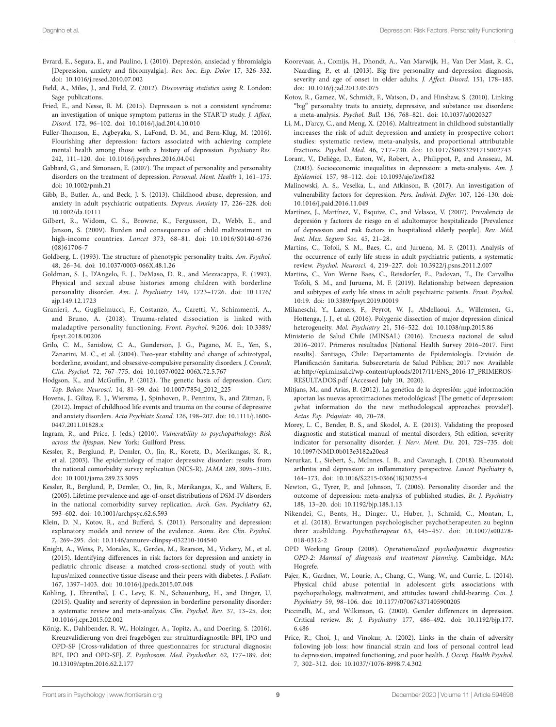Evrard, E., Segura, E., and Paulino, J. (2010). Depresión, ansiedad y fibromialgia [Depression, anxiety and fibromyalgia]. *Rev. Soc. Esp. Dolor* 17, 326–332. doi: 10.1016/j.resed.2010.07.002

Field, A., Miles, J., and Field, Z. (2012). *Discovering statistics using R*. London: Sage publications.

Fried, E., and Nesse, R. M. (2015). Depression is not a consistent syndrome: an investigation of unique symptom patterns in the STAR*D study. *J. Affect. Disord.* 172, 96–102. doi: 10.1016/j.jad.2014.10.010

Fuller-Thomson, E., Agbeyaka, S., LaFond, D. M., and Bern-Klug, M. (2016). Flourishing after depression: factors associated with achieving complete mental health among those with a history of depression. *Psychiatry Res.* 242, 111–120. doi: 10.1016/j.psychres.2016.04.041

Gabbard, G., and Simonsen, E. (2007). The impact of personality and personality disorders on the treatment of depression. *Personal. Ment. Health* 1, 161–175. doi: 10.1002/pmh.21

Gibb, B., Butler, A., and Beck, J. S. (2013). Childhood abuse, depression, and anxiety in adult psychiatric outpatients. *Depress. Anxiety* 17, 226–228. doi: 10.1002/da.10111

Gilbert, R., Widom, C. S., Browne, K., Fergusson, D., Webb, E., and Janson, S. (2009). Burden and consequences of child maltreatment in high-income countries. *Lancet* 373, 68–81. doi: 10.1016/S0140-6736(08)61706-7

Goldberg, L. (1993). The structure of phenotypic personality traits. *Am. Psychol.* 48, 26–34. doi: 10.1037/0003-066X.48.1.26

Goldman, S. J., D'Angelo, E. J., DeMaso, D. R., and Mezzacappa, E. (1992). Physical and sexual abuse histories among children with borderline personality disorder. *Am. J. Psychiatry* 149, 1723–1726. doi: 10.1176/ajp.149.12.1723

Granieri, A., Guglielmucci, F., Costanzo, A., Caretti, V., Schimmenti, A., and Bruno, A. (2018). Trauma-related dissociation is linked with maladaptive personality functioning. *Front. Psychol.* 9:206. doi: 10.3389/fpsyt.2018.00206

Grilo, C. M., Sanislow, C. A., Gunderson, J. G., Pagano, M. E., Yen, S., Zanarini, M. C., et al. (2004). Two-year stability and change of schizotypal, borderline, avoidant, and obsessive-compulsive personality disorders. *J. Consult. Clin. Psychol.* 72, 767–775. doi: 10.1037/0022-006X.72.5.767

Hodgson, K., and McGuffin, P. (2012). The genetic basis of depression. *Curr. Top. Behav. Neurosci.* 14, 81–99. doi: 10.1007/7854_2012_225

Hovens, J., Giltay, E. J., Wiersma, J., Spinhoven, P., Penninx, B., and Zitman, F. (2012). Impact of childhood life events and trauma on the course of depressive and anxiety disorders. *Acta Psychiatr. Scand.* 126, 198–207. doi: 10.1111/j.1600-0447.2011.01828.x

Ingram, R., and Price, J. (eds.) (2010). *Vulnerability to psychopathology: Risk across the lifespan*. New York: Guilford Press.

Kessler, R., Berglund, P., Demler, O., Jin, R., Koretz, D., Merikangas, K. R., et al. (2003). The epidemiology of major depressive disorder: results from the national comorbidity survey replication (NCS-R). *JAMA* 289, 3095–3105. doi: 10.1001/jama.289.23.3095

Kessler, R., Berglund, P., Demler, O., Jin, R., Merikangas, K., and Walters, E. (2005). Lifetime prevalence and age-of-onset distributions of DSM-IV disorders in the national comorbidity survey replication. *Arch. Gen. Psychiatry* 62, 593–602. doi: 10.1001/archpsyc.62.6.593

Klein, D. N., Kotov, R., and Bufferd, S. (2011). Personality and depression: explanatory models and review of the evidence. *Annu. Rev. Clin. Psychol.* 7, 269–295. doi: 10.1146/annurev-clinpsy-032210-104540

Knight, A., Weiss, P., Morales, K., Gerdes, M., Rearson, M., Vickery, M., et al. (2015). Identifying differences in risk factors for depression and anxiety in pediatric chronic disease: a matched cross-sectional study of youth with lupus/mixed connective tissue disease and their peers with diabetes. *J. Pediatr.* 167, 1397–1403. doi: 10.1016/j.jpeds.2015.07.048

Köhling, J., Ehrenthal, J. C., Levy, K. N., Schauenburg, H., and Dinger, U. (2015). Quality and severity of depression in borderline personality disorder: a systematic review and meta-analysis. *Clin. Psychol. Rev.* 37, 13–25. doi: 10.1016/j.cpr.2015.02.002

König, K., Dahlbender, R. W., Holzinger, A., Topitz, A., and Doering, S. (2016). Kreuzvalidierung von drei fragebögen zur strukturdiagnostik: BPI, IPO und OPD-SF [Cross-validation of three questionnaires for structural diagnosis: BPI, IPO and OPD-SF]. *Z. Psychosom. Med. Psychother.* 62, 177–189. doi: 10.13109/zptm.2016.62.2.177

Koorevaar, A., Comijs, H., Dhondt, A., Van Marwijk, H., Van Der Mast, R. C., Naarding, P., et al. (2013). Big five personality and depression diagnosis, severity and age of onset in older adults. *J. Affect. Disord.* 151, 178–185. doi: 10.1016/j.jad.2013.05.075

Kotov, R., Gamez, W., Schmidt, F., Watson, D., and Hinshaw, S. (2010). Linking "big" personality traits to anxiety, depressive, and substance use disorders: a meta-analysis. *Psychol. Bull.* 136, 768–821. doi: 10.1037/a0020327

Li, M., D'arcy, C., and Meng, X. (2016). Maltreatment in childhood substantially increases the risk of adult depression and anxiety in prospective cohort studies: systematic review, meta-analysis, and proportional attributable fractions. *Psychol. Med.* 46, 717–730. doi: 10.1017/S0033291715002743

Lorant, V., Deliège, D., Eaton, W., Robert, A., Philippot, P., and Ansseau, M. (2003). Socioeconomic inequalities in depression: a meta-analysis. *Am. J. Epidemiol.* 157, 98–112. doi: 10.1093/aje/kwf182

Malinowski, A. S., Veselka, L., and Atkinson, B. (2017). An investigation of vulnerability factors for depression. *Pers. Individ. Differ.* 107, 126–130. doi: 10.1016/j.paid.2016.11.049

Martínez, J., Martínez, V., Esquive, C., and Velasco, V. (2007). Prevalencia de depresión y factores de riesgo en el adultomayor hospitalizado [Prevalence of depression and risk factors in hospitalized elderly people]. *Rev. Méd. Inst. Mex. Seguro Soc.* 45, 21–28.

Martins, C., Tofoli, S. M., Baes, C., and Juruena, M. F. (2011). Analysis of the occurrence of early life stress in adult psychiatric patients, a systematic review. *Psychol. Neurosci.* 4, 219–227. doi: 10.3922/j.psns.2011.2.007

Martins, C., Von Werne Baes, C., Reisdorfer, E., Padovan, T., De Carvalho Tofoli, S. M., and Juruena, M. F. (2019). Relationship between depression and subtypes of early life stress in adult psychiatric patients. *Front. Psychol.* 10:19. doi: 10.3389/fpsyt.2019.00019

Milaneschi, Y., Lamers, F., Peyrot, W. J., Abdellaoui, A., Willemsen, G., Hottenga, J. J., et al. (2016). Polygenic dissection of major depression clinical heterogeneity. *Mol. Psychiatry* 21, 516–522. doi: 10.1038/mp.2015.86

Ministerio de Salud Chile (MINSAL) (2016). Encuesta nacional de salud 2016–2017. Primeros resultados [National Health Survey 2016–2017. First results]. Santiago, Chile: Departamento de Epidemiología. División de Planificación Sanitaria. Subsecretaría de Salud Pública; 2017 nov. Available at: http://epi.minsal.cl/wp-content/uploads/2017/11/ENS_2016-17_PRIMEROS-RESULTADOS.pdf (Accessed July 10, 2020).

Mitjans, M., and Arias, B. (2012). La genética de la depresión: ¿qué información aportan las nuevas aproximaciones metodológicas? [The genetic of depression: ¿what information do the new methodological approaches provide?]. *Actas Esp. Psiquiatr.* 40, 70–78.

Morey, L. C., Bender, B. S., and Skodol, A. E. (2013). Validating the proposed diagnostic and statistical manual of mental disorders, 5th edition, severity indicator for personality disorder. *J. Nerv. Ment. Dis.* 201, 729–735. doi: 10.1097/NMD.0b013e3182a20ea8

Nerurkar, L., Siebert, S., McInnes, I. B., and Cavanagh, J. (2018). Rheumatoid arthritis and depression: an inflammatory perspective. *Lancet Psychiatry* 6, 164–173. doi: 10.1016/S2215-0366(18)30255-4

Newton, G., Tyrer, P., and Johnson, T. (2006). Personality disorder and the outcome of depression: meta-analysis of published studies. *Br. J. Psychiatry* 188, 13–20. doi: 10.1192/bjp.188.1.13

Nikendei, C., Bents, H., Dinger, U., Huber, J., Schmid, C., Montan, I., et al. (2018). Erwartungen psychologischer psychotherapeuten zu beginn ihrer ausbildung. *Psychotherapeut* 63, 445–457. doi: 10.1007/s00278-018-0312-2

OPD Working Group (2008). *Operationalized psychodynamic diagnostics OPD-2: Manual of diagnosis and treatment planning*. Cambridge, MA: Hogrefe.

Pajer, K., Gardner, W., Lourie, A., Chang, C., Wang, W., and Currie, L. (2014). Physical child abuse potential in adolescent girls: associations with psychopathology, maltreatment, and attitudes toward child-bearing. *Can. J. Psychiatry* 59, 98–106. doi: 10.1177/070674371405900205

Piccinelli, M., and Wilkinson, G. (2000). Gender differences in depression. Critical review. *Br. J. Psychiatry* 177, 486–492. doi: 10.1192/bjp.177.6.486

Price, R., Choi, J., and Vinokur, A. (2002). Links in the chain of adversity following job loss: how financial strain and loss of personal control lead to depression, impaired functioning, and poor health. *J. Occup. Health Psychol.* 7, 302–312. doi: 10.1037//1076-8998.7.4.302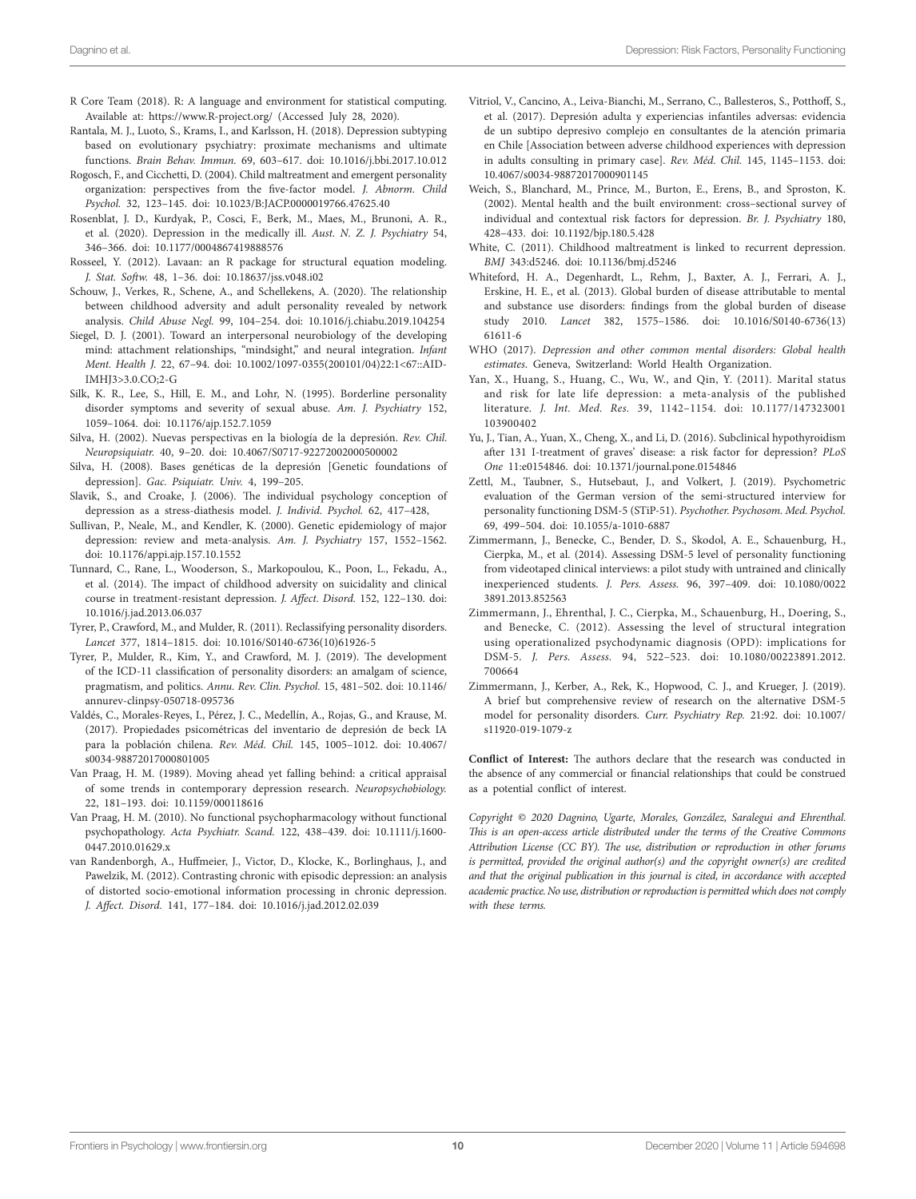R Core Team (2018). R: A language and environment for statistical computing. Available at: https://www.R-project.org/ (Accessed July 28, 2020).

Rantala, M. J., Luoto, S., Krams, I., and Karlsson, H. (2018). Depression subtyping based on evolutionary psychiatry: proximate mechanisms and ultimate functions. *Brain Behav. Immun.* 69, 603–617. doi: 10.1016/j.bbi.2017.10.012

Rogosch, F., and Cicchetti, D. (2004). Child maltreatment and emergent personality organization: perspectives from the five-factor model. *J. Abnorm. Child Psychol.* 32, 123–145. doi: 10.1023/B:JACP.0000019766.47625.40

Rosenblat, J. D., Kurdyak, P., Cosci, F., Berk, M., Maes, M., Brunoni, A. R., et al. (2020). Depression in the medically ill. *Aust. N. Z. J. Psychiatry* 54, 346–366. doi: 10.1177/0004867419888576

Rosseel, Y. (2012). Lavaan: an R package for structural equation modeling. *J. Stat. Softw.* 48, 1–36. doi: 10.18637/jss.v048.i02

Schouw, J., Verkes, R., Schene, A., and Schellekens, A. (2020). The relationship between childhood adversity and adult personality revealed by network analysis. *Child Abuse Negl.* 99, 104–254. doi: 10.1016/j.chiabu.2019.104254

Siegel, D. J. (2001). Toward an interpersonal neurobiology of the developing mind: attachment relationships, "mindsight," and neural integration. *Infant Ment. Health J.* 22, 67–94. doi: 10.1002/1097-0355(200101/04)22:1<67::AID-IMHJ3>3.0.CO;2-G

Silk, K. R., Lee, S., Hill, E. M., and Lohr, N. (1995). Borderline personality disorder symptoms and severity of sexual abuse. *Am. J. Psychiatry* 152, 1059–1064. doi: 10.1176/ajp.152.7.1059

Silva, H. (2002). Nuevas perspectivas en la biología de la depresión. *Rev. Chil. Neuropsiquiatr.* 40, 9–20. doi: 10.4067/S0717-92272002000500002

Silva, H. (2008). Bases genéticas de la depresión [Genetic foundations of depression]. *Gac. Psiquiatr. Univ.* 4, 199–205.

Slavik, S., and Croake, J. (2006). The individual psychology conception of depression as a stress-diathesis model. *J. Individ. Psychol.* 62, 417–428,

Sullivan, P., Neale, M., and Kendler, K. (2000). Genetic epidemiology of major depression: review and meta-analysis. *Am. J. Psychiatry* 157, 1552–1562. doi: 10.1176/appi.ajp.157.10.1552

Tunnard, C., Rane, L., Wooderson, S., Markopoulou, K., Poon, L., Fekadu, A., et al. (2014). The impact of childhood adversity on suicidality and clinical course in treatment-resistant depression. *J. Affect. Disord.* 152, 122–130. doi: 10.1016/j.jad.2013.06.037

Tyrer, P., Crawford, M., and Mulder, R. (2011). Reclassifying personality disorders. *Lancet* 377, 1814–1815. doi: 10.1016/S0140-6736(10)61926-5

Tyrer, P., Mulder, R., Kim, Y., and Crawford, M. J. (2019). The development of the ICD-11 classification of personality disorders: an amalgam of science, pragmatism, and politics. *Annu. Rev. Clin. Psychol.* 15, 481–502. doi: 10.1146/annurev-clinpsy-050718-095736

Valdés, C., Morales-Reyes, I., Pérez, J. C., Medellín, A., Rojas, G., and Krause, M. (2017). Propiedades psicométricas del inventario de depresión de beck IA para la población chilena. *Rev. Méd. Chil.* 145, 1005–1012. doi: 10.4067/s0034-98872017000801005

Van Praag, H. M. (1989). Moving ahead yet falling behind: a critical appraisal of some trends in contemporary depression research. *Neuropsychobiology.* 22, 181–193. doi: 10.1159/000118616

Van Praag, H. M. (2010). No functional psychopharmacology without functional psychopathology. *Acta Psychiatr. Scand.* 122, 438–439. doi: 10.1111/j.1600-0447.2010.01629.x

van Randenborgh, A., Huffmeier, J., Victor, D., Klocke, K., Borlinghaus, J., and Pawelzik, M. (2012). Contrasting chronic with episodic depression: an analysis of distorted socio-emotional information processing in chronic depression. *J. Affect. Disord.* 141, 177–184. doi: 10.1016/j.jad.2012.02.039

Vitriol, V., Cancino, A., Leiva-Bianchi, M., Serrano, C., Ballesteros, S., Potthoff, S., et al. (2017). Depresión adulta y experiencias infantiles adversas: evidencia de un subtipo depresivo complejo en consultantes de la atención primaria en Chile [Association between adverse childhood experiences with depression in adults consulting in primary case]. *Rev. Méd. Chil.* 145, 1145–1153. doi: 10.4067/s0034-98872017000901145

Weich, S., Blanchard, M., Prince, M., Burton, E., Erens, B., and Sproston, K. (2002). Mental health and the built environment: cross–sectional survey of individual and contextual risk factors for depression. *Br. J. Psychiatry* 180, 428–433. doi: 10.1192/bjp.180.5.428

White, C. (2011). Childhood maltreatment is linked to recurrent depression. *BMJ* 343:d5246. doi: 10.1136/bmj.d5246

Whiteford, H. A., Degenhardt, L., Rehm, J., Baxter, A. J., Ferrari, A. J., Erskine, H. E., et al. (2013). Global burden of disease attributable to mental and substance use disorders: findings from the global burden of disease study 2010. *Lancet* 382, 1575–1586. doi: 10.1016/S0140-6736(13)61611-6

WHO (2017). *Depression and other common mental disorders: Global health estimates*. Geneva, Switzerland: World Health Organization.

Yan, X., Huang, S., Huang, C., Wu, W., and Qin, Y. (2011). Marital status and risk for late life depression: a meta-analysis of the published literature. *J. Int. Med. Res.* 39, 1142–1154. doi: 10.1177/147323001103900402

Yu, J., Tian, A., Yuan, X., Cheng, X., and Li, D. (2016). Subclinical hypothyroidism after 131 I-treatment of graves' disease: a risk factor for depression? *PLoS One* 11:e0154846. doi: 10.1371/journal.pone.0154846

Zettl, M., Taubner, S., Hutsebaut, J., and Volkert, J. (2019). Psychometric evaluation of the German version of the semi-structured interview for personality functioning DSM-5 (STiP-51). *Psychother. Psychosom. Med. Psychol.* 69, 499–504. doi: 10.1055/a-1010-6887

Zimmermann, J., Benecke, C., Bender, D. S., Skodol, A. E., Schauenburg, H., Cierpka, M., et al. (2014). Assessing DSM-5 level of personality functioning from videotaped clinical interviews: a pilot study with untrained and clinically inexperienced students. *J. Pers. Assess.* 96, 397–409. doi: 10.1080/00223891.2013.852563

Zimmermann, J., Ehrenthal, J. C., Cierpka, M., Schauenburg, H., Doering, S., and Benecke, C. (2012). Assessing the level of structural integration using operationalized psychodynamic diagnosis (OPD): implications for DSM-5. *J. Pers. Assess.* 94, 522–523. doi: 10.1080/00223891.2012.700664

Zimmermann, J., Kerber, A., Rek, K., Hopwood, C. J., and Krueger, J. (2019). A brief but comprehensive review of research on the alternative DSM-5 model for personality disorders. *Curr. Psychiatry Rep.* 21:92. doi: 10.1007/s11920-019-1079-z

**Conflict of Interest:** The authors declare that the research was conducted in the absence of any commercial or financial relationships that could be construed as a potential conflict of interest.

*Copyright © 2020 Dagnino, Ugarte, Morales, González, Saralegui and Ehrenthal. This is an open-access article distributed under the terms of the Creative Commons Attribution License (CC BY). The use, distribution or reproduction in other forums is permitted, provided the original author(s) and the copyright owner(s) are credited and that the original publication in this journal is cited, in accordance with accepted academic practice. No use, distribution or reproduction is permitted which does not comply with these terms.*